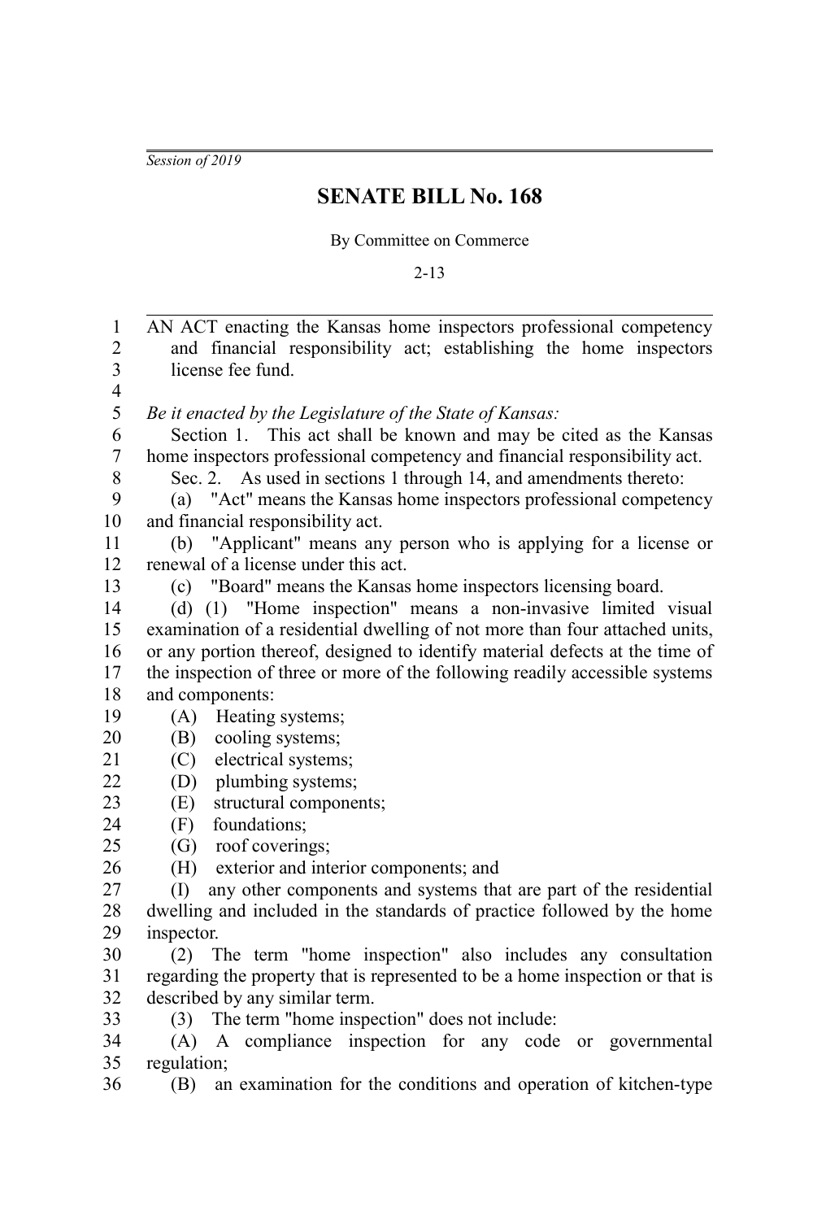*Session of 2019*

# SENATE BILL No. 168

By Committee on Commerce

2-13

AN ACT enacting the Kansas home inspectors professional competency and financial responsibility act; establishing the home inspectors license fee fund.

*Be it enacted by the Legislature of the State of Kansas:*

Section 1. This act shall be known and may be cited as the Kansas home inspectors professional competency and financial responsibility act.

Sec. 2. As used in sections 1 through 14, and amendments thereto:

(a) "Act" means the Kansas home inspectors professional competency and financial responsibility act.

(b) "Applicant" means any person who is applying for a license or renewal of a license under this act.

(c) "Board" means the Kansas home inspectors licensing board.

(d) (1) "Home inspection" means a non-invasive limited visual examination of a residential dwelling of not more than four attached units, or any portion thereof, designed to identify material defects at the time of the inspection of three or more of the following readily accessible systems and components:

(A) Heating systems;

(B) cooling systems;

(C) electrical systems;

(D) plumbing systems;

(E) structural components;

(F) foundations;

(G) roof coverings;

(H) exterior and interior components; and

(I) any other components and systems that are part of the residential dwelling and included in the standards of practice followed by the home inspector.

(2) The term "home inspection" also includes any consultation regarding the property that is represented to be a home inspection or that is described by any similar term.

(3) The term "home inspection" does not include:

(A) A compliance inspection for any code or governmental regulation;

(B) an examination for the conditions and operation of kitchen-type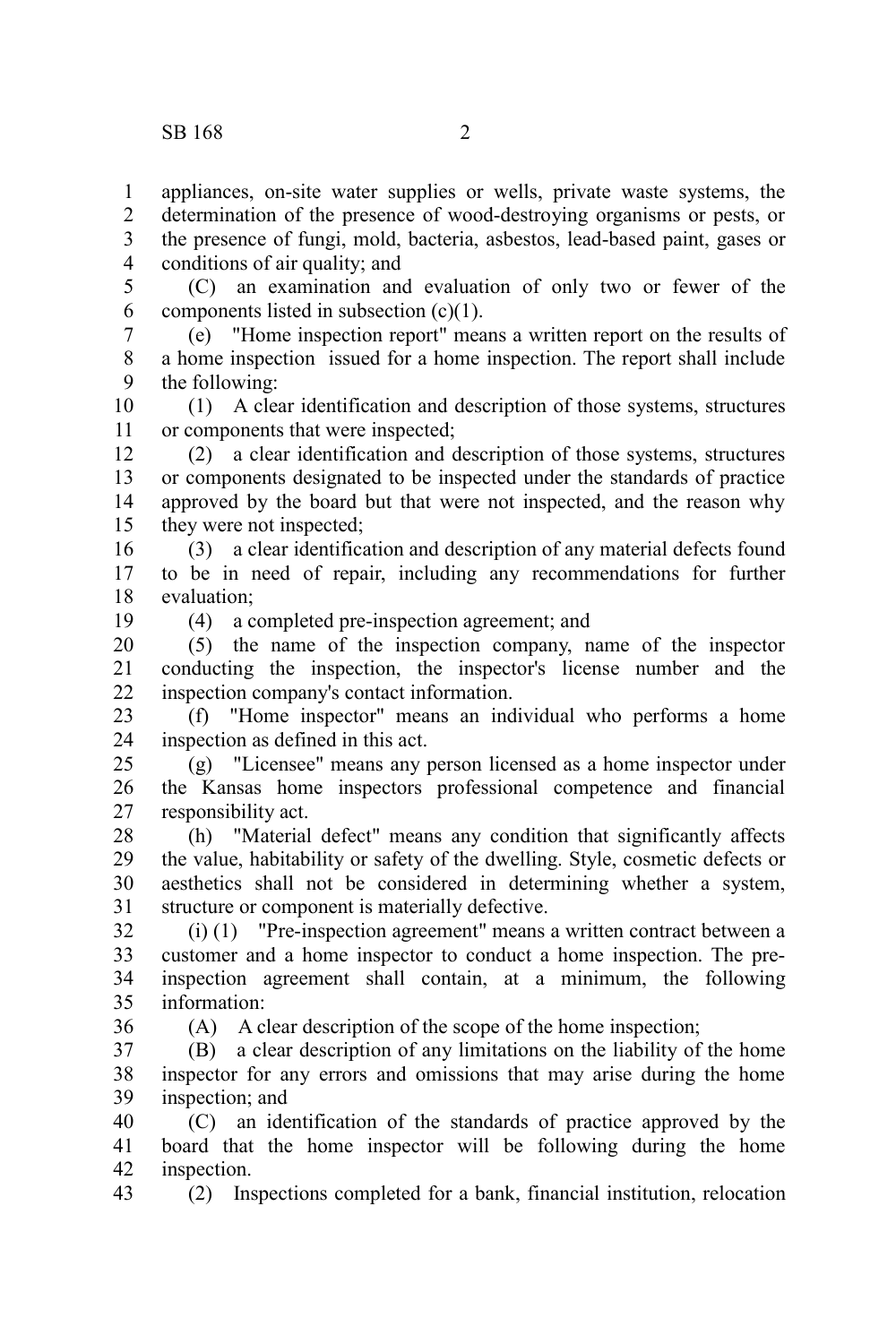appliances, on-site water supplies or wells, private waste systems, the determination of the presence of wood-destroying organisms or pests, or the presence of fungi, mold, bacteria, asbestos, lead-based paint, gases or conditions of air quality; and

(C) an examination and evaluation of only two or fewer of the components listed in subsection (c)(1).

(e) "Home inspection report" means a written report on the results of a home inspection issued for a home inspection. The report shall include the following:

(1) A clear identification and description of those systems, structures or components that were inspected;

(2) a clear identification and description of those systems, structures or components designated to be inspected under the standards of practice approved by the board but that were not inspected, and the reason why they were not inspected;

(3) a clear identification and description of any material defects found to be in need of repair, including any recommendations for further evaluation;

(4) a completed pre-inspection agreement; and

(5) the name of the inspection company, name of the inspector conducting the inspection, the inspector's license number and the inspection company's contact information.

(f) "Home inspector" means an individual who performs a home inspection as defined in this act.

(g) "Licensee" means any person licensed as a home inspector under the Kansas home inspectors professional competence and financial responsibility act.

(h) "Material defect" means any condition that significantly affects the value, habitability or safety of the dwelling. Style, cosmetic defects or aesthetics shall not be considered in determining whether a system, structure or component is materially defective.

(i) (1) "Pre-inspection agreement" means a written contract between a customer and a home inspector to conduct a home inspection. The pre-inspection agreement shall contain, at a minimum, the following information:

(A) A clear description of the scope of the home inspection;

(B) a clear description of any limitations on the liability of the home inspector for any errors and omissions that may arise during the home inspection; and

(C) an identification of the standards of practice approved by the board that the home inspector will be following during the home inspection.

(2) Inspections completed for a bank, financial institution, relocation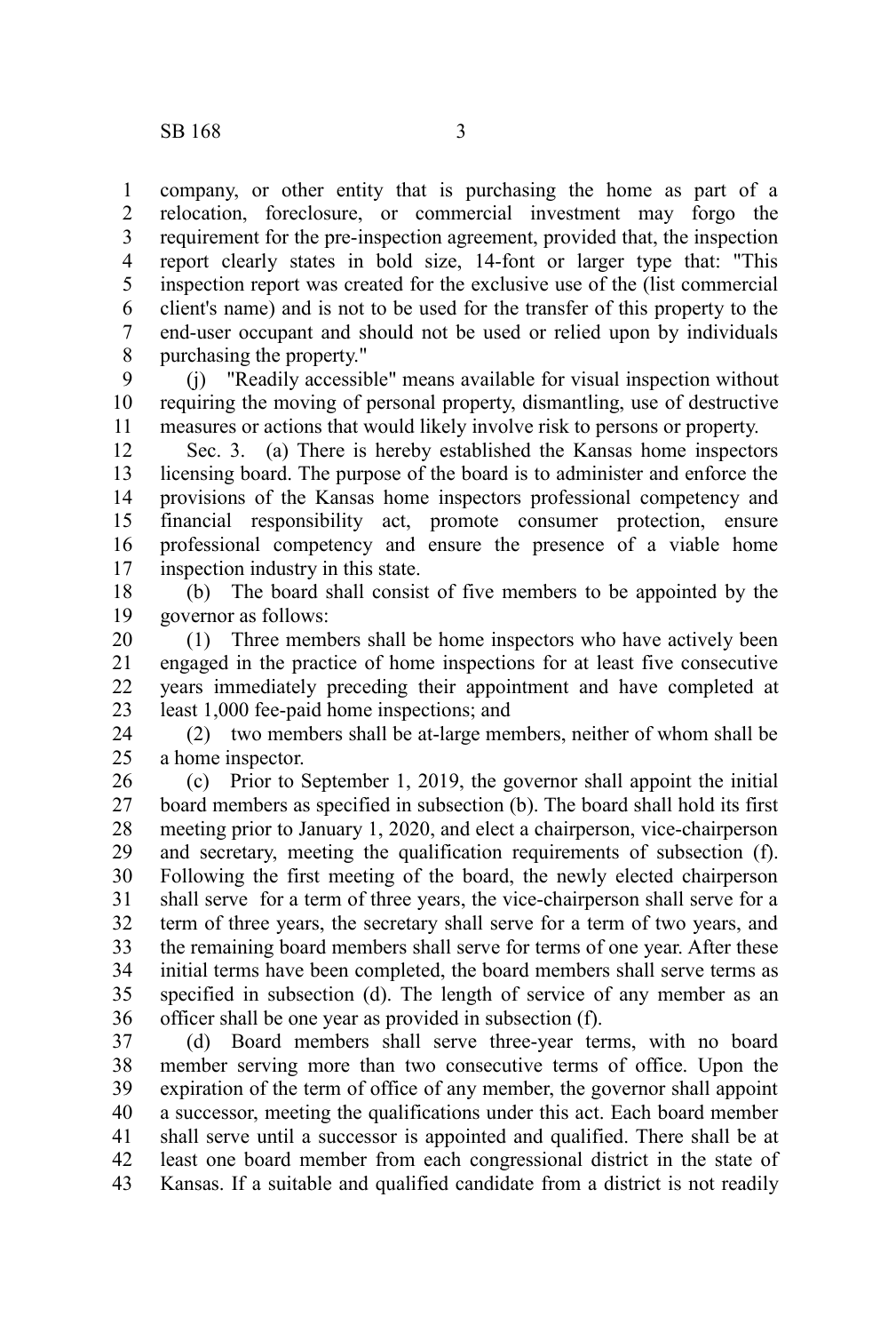company, or other entity that is purchasing the home as part of a relocation, foreclosure, or commercial investment may forgo the requirement for the pre-inspection agreement, provided that, the inspection report clearly states in bold size, 14-font or larger type that: "This inspection report was created for the exclusive use of the (list commercial client's name) and is not to be used for the transfer of this property to the end-user occupant and should not be used or relied upon by individuals purchasing the property."

(j) "Readily accessible" means available for visual inspection without requiring the moving of personal property, dismantling, use of destructive measures or actions that would likely involve risk to persons or property.

Sec. 3. (a) There is hereby established the Kansas home inspectors licensing board. The purpose of the board is to administer and enforce the provisions of the Kansas home inspectors professional competency and financial responsibility act, promote consumer protection, ensure professional competency and ensure the presence of a viable home inspection industry in this state.

(b) The board shall consist of five members to be appointed by the governor as follows:

(1) Three members shall be home inspectors who have actively been engaged in the practice of home inspections for at least five consecutive years immediately preceding their appointment and have completed at least 1,000 fee-paid home inspections; and

(2) two members shall be at-large members, neither of whom shall be a home inspector.

(c) Prior to September 1, 2019, the governor shall appoint the initial board members as specified in subsection (b). The board shall hold its first meeting prior to January 1, 2020, and elect a chairperson, vice-chairperson and secretary, meeting the qualification requirements of subsection (f). Following the first meeting of the board, the newly elected chairperson shall serve for a term of three years, the vice-chairperson shall serve for a term of three years, the secretary shall serve for a term of two years, and the remaining board members shall serve for terms of one year. After these initial terms have been completed, the board members shall serve terms as specified in subsection (d). The length of service of any member as an officer shall be one year as provided in subsection (f).

(d) Board members shall serve three-year terms, with no board member serving more than two consecutive terms of office. Upon the expiration of the term of office of any member, the governor shall appoint a successor, meeting the qualifications under this act. Each board member shall serve until a successor is appointed and qualified. There shall be at least one board member from each congressional district in the state of Kansas. If a suitable and qualified candidate from a district is not readily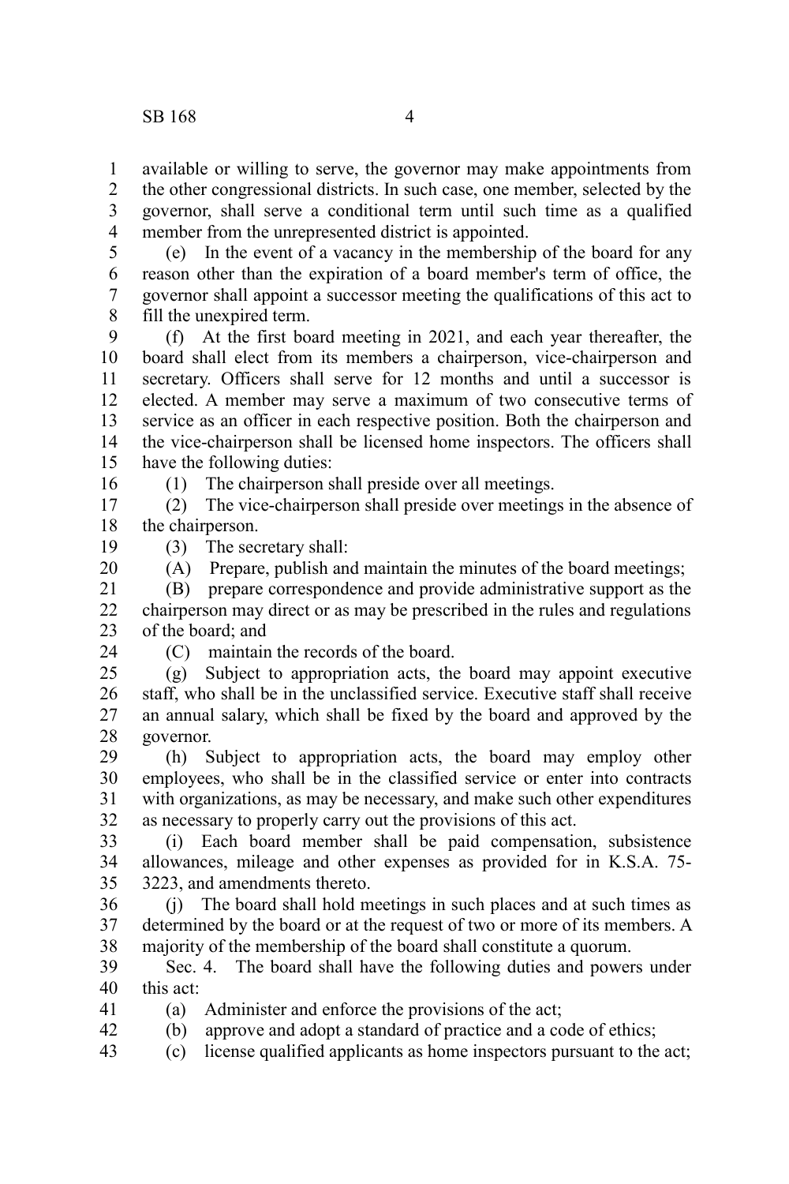available or willing to serve, the governor may make appointments from the other congressional districts. In such case, one member, selected by the governor, shall serve a conditional term until such time as a qualified member from the unrepresented district is appointed.

(e) In the event of a vacancy in the membership of the board for any reason other than the expiration of a board member's term of office, the governor shall appoint a successor meeting the qualifications of this act to fill the unexpired term.

(f) At the first board meeting in 2021, and each year thereafter, the board shall elect from its members a chairperson, vice-chairperson and secretary. Officers shall serve for 12 months and until a successor is elected. A member may serve a maximum of two consecutive terms of service as an officer in each respective position. Both the chairperson and the vice-chairperson shall be licensed home inspectors. The officers shall have the following duties:

(1) The chairperson shall preside over all meetings.

(2) The vice-chairperson shall preside over meetings in the absence of the chairperson.

(3) The secretary shall:

(A) Prepare, publish and maintain the minutes of the board meetings;

(B) prepare correspondence and provide administrative support as the chairperson may direct or as may be prescribed in the rules and regulations of the board; and

(C) maintain the records of the board.

(g) Subject to appropriation acts, the board may appoint executive staff, who shall be in the unclassified service. Executive staff shall receive an annual salary, which shall be fixed by the board and approved by the governor.

(h) Subject to appropriation acts, the board may employ other employees, who shall be in the classified service or enter into contracts with organizations, as may be necessary, and make such other expenditures as necessary to properly carry out the provisions of this act.

(i) Each board member shall be paid compensation, subsistence allowances, mileage and other expenses as provided for in K.S.A. 75-3223, and amendments thereto.

(j) The board shall hold meetings in such places and at such times as determined by the board or at the request of two or more of its members. A majority of the membership of the board shall constitute a quorum.

Sec. 4. The board shall have the following duties and powers under this act:

(a) Administer and enforce the provisions of the act;

(b) approve and adopt a standard of practice and a code of ethics;

(c) license qualified applicants as home inspectors pursuant to the act;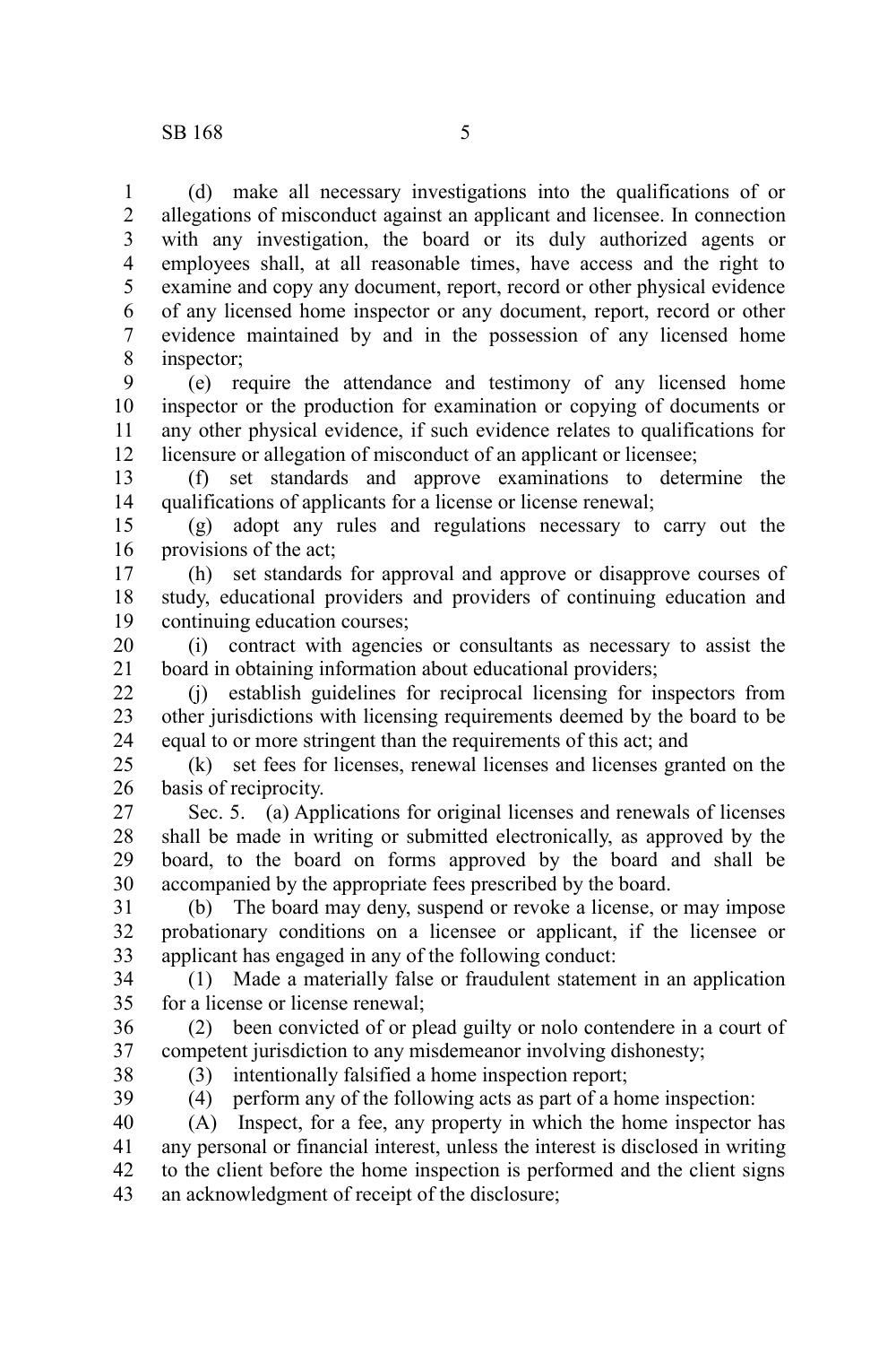(d) make all necessary investigations into the qualifications of or allegations of misconduct against an applicant and licensee. In connection with any investigation, the board or its duly authorized agents or employees shall, at all reasonable times, have access and the right to examine and copy any document, report, record or other physical evidence of any licensed home inspector or any document, report, record or other evidence maintained by and in the possession of any licensed home inspector;

(e) require the attendance and testimony of any licensed home inspector or the production for examination or copying of documents or any other physical evidence, if such evidence relates to qualifications for licensure or allegation of misconduct of an applicant or licensee;

(f) set standards and approve examinations to determine the qualifications of applicants for a license or license renewal;

(g) adopt any rules and regulations necessary to carry out the provisions of the act;

(h) set standards for approval and approve or disapprove courses of study, educational providers and providers of continuing education and continuing education courses;

(i) contract with agencies or consultants as necessary to assist the board in obtaining information about educational providers;

(j) establish guidelines for reciprocal licensing for inspectors from other jurisdictions with licensing requirements deemed by the board to be equal to or more stringent than the requirements of this act; and

(k) set fees for licenses, renewal licenses and licenses granted on the basis of reciprocity.

Sec. 5. (a) Applications for original licenses and renewals of licenses shall be made in writing or submitted electronically, as approved by the board, to the board on forms approved by the board and shall be accompanied by the appropriate fees prescribed by the board.

(b) The board may deny, suspend or revoke a license, or may impose probationary conditions on a licensee or applicant, if the licensee or applicant has engaged in any of the following conduct:

(1) Made a materially false or fraudulent statement in an application for a license or license renewal;

(2) been convicted of or plead guilty or nolo contendere in a court of competent jurisdiction to any misdemeanor involving dishonesty;

(3) intentionally falsified a home inspection report;

(4) perform any of the following acts as part of a home inspection:

(A) Inspect, for a fee, any property in which the home inspector has any personal or financial interest, unless the interest is disclosed in writing to the client before the home inspection is performed and the client signs an acknowledgment of receipt of the disclosure;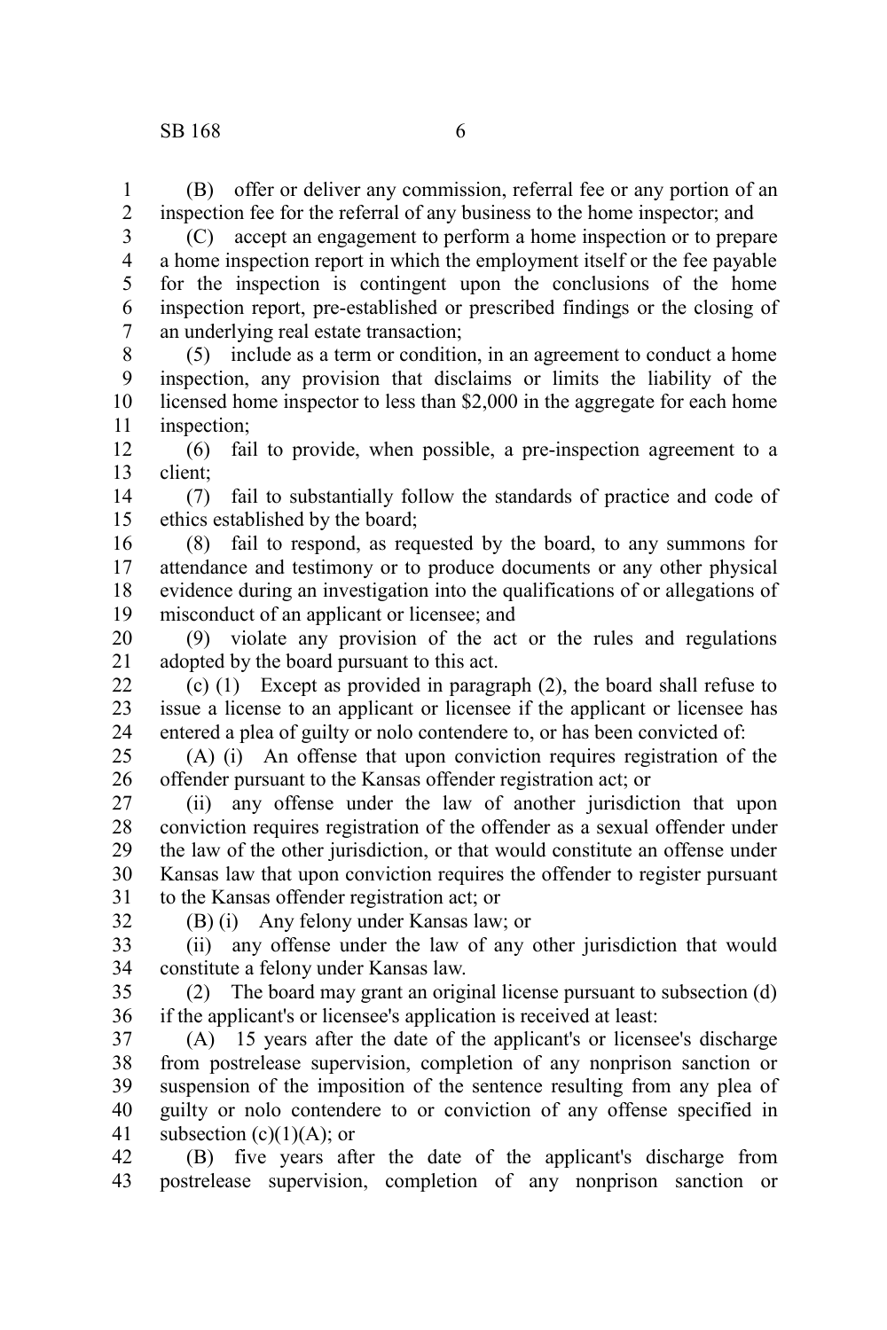(B) offer or deliver any commission, referral fee or any portion of an inspection fee for the referral of any business to the home inspector; and

(C) accept an engagement to perform a home inspection or to prepare a home inspection report in which the employment itself or the fee payable for the inspection is contingent upon the conclusions of the home inspection report, pre-established or prescribed findings or the closing of an underlying real estate transaction;

(5) include as a term or condition, in an agreement to conduct a home inspection, any provision that disclaims or limits the liability of the licensed home inspector to less than $2,000 in the aggregate for each home inspection;

(6) fail to provide, when possible, a pre-inspection agreement to a client;

(7) fail to substantially follow the standards of practice and code of ethics established by the board;

(8) fail to respond, as requested by the board, to any summons for attendance and testimony or to produce documents or any other physical evidence during an investigation into the qualifications of or allegations of misconduct of an applicant or licensee; and

(9) violate any provision of the act or the rules and regulations adopted by the board pursuant to this act.

(c) (1) Except as provided in paragraph (2), the board shall refuse to issue a license to an applicant or licensee if the applicant or licensee has entered a plea of guilty or nolo contendere to, or has been convicted of:

(A) (i) An offense that upon conviction requires registration of the offender pursuant to the Kansas offender registration act; or

(ii) any offense under the law of another jurisdiction that upon conviction requires registration of the offender as a sexual offender under the law of the other jurisdiction, or that would constitute an offense under Kansas law that upon conviction requires the offender to register pursuant to the Kansas offender registration act; or

(B) (i) Any felony under Kansas law; or

(ii) any offense under the law of any other jurisdiction that would constitute a felony under Kansas law.

(2) The board may grant an original license pursuant to subsection (d) if the applicant's or licensee's application is received at least:

(A) 15 years after the date of the applicant's or licensee's discharge from postrelease supervision, completion of any nonprison sanction or suspension of the imposition of the sentence resulting from any plea of guilty or nolo contendere to or conviction of any offense specified in subsection (c)(1)(A); or

(B) five years after the date of the applicant's discharge from postrelease supervision, completion of any nonprison sanction or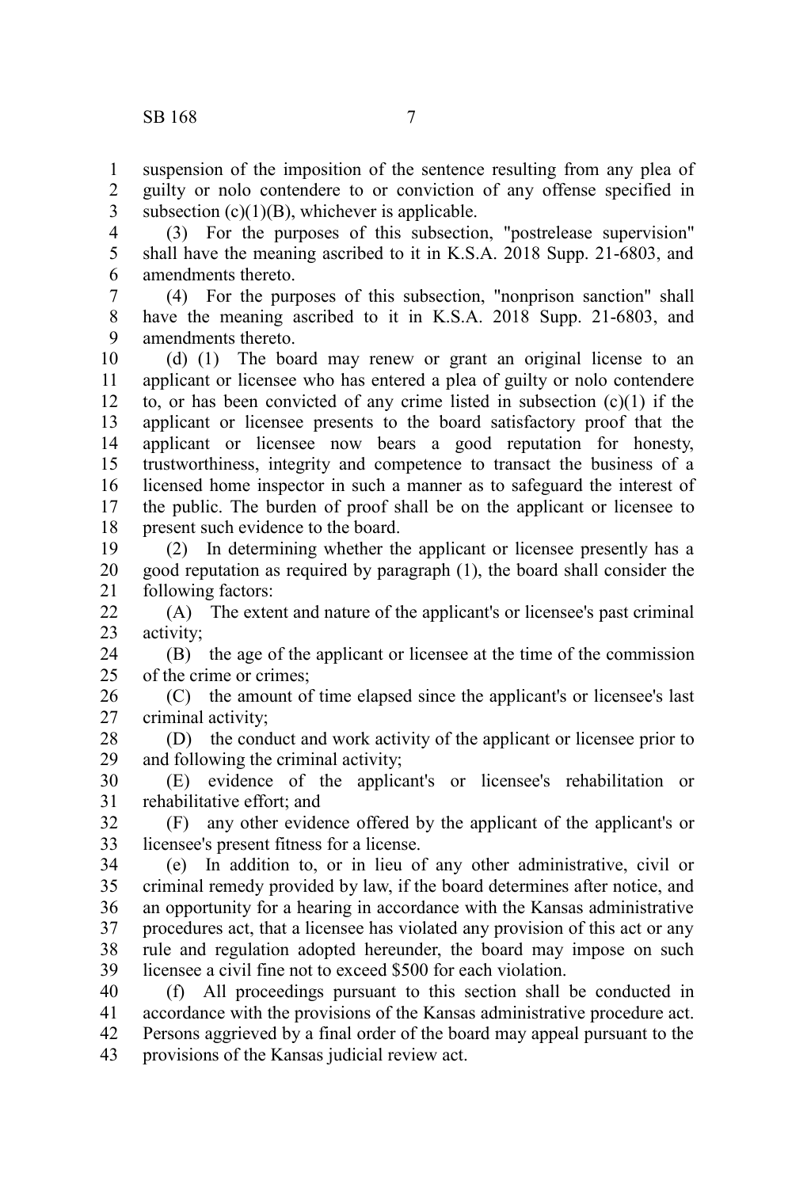suspension of the imposition of the sentence resulting from any plea of guilty or nolo contendere to or conviction of any offense specified in subsection (c)(1)(B), whichever is applicable.

(3) For the purposes of this subsection, "postrelease supervision" shall have the meaning ascribed to it in K.S.A. 2018 Supp. 21-6803, and amendments thereto.

(4) For the purposes of this subsection, "nonprison sanction" shall have the meaning ascribed to it in K.S.A. 2018 Supp. 21-6803, and amendments thereto.

(d) (1) The board may renew or grant an original license to an applicant or licensee who has entered a plea of guilty or nolo contendere to, or has been convicted of any crime listed in subsection (c)(1) if the applicant or licensee presents to the board satisfactory proof that the applicant or licensee now bears a good reputation for honesty, trustworthiness, integrity and competence to transact the business of a licensed home inspector in such a manner as to safeguard the interest of the public. The burden of proof shall be on the applicant or licensee to present such evidence to the board.

(2) In determining whether the applicant or licensee presently has a good reputation as required by paragraph (1), the board shall consider the following factors:

(A) The extent and nature of the applicant's or licensee's past criminal activity;

(B) the age of the applicant or licensee at the time of the commission of the crime or crimes;

(C) the amount of time elapsed since the applicant's or licensee's last criminal activity;

(D) the conduct and work activity of the applicant or licensee prior to and following the criminal activity;

(E) evidence of the applicant's or licensee's rehabilitation or rehabilitative effort; and

(F) any other evidence offered by the applicant of the applicant's or licensee's present fitness for a license.

(e) In addition to, or in lieu of any other administrative, civil or criminal remedy provided by law, if the board determines after notice, and an opportunity for a hearing in accordance with the Kansas administrative procedures act, that a licensee has violated any provision of this act or any rule and regulation adopted hereunder, the board may impose on such licensee a civil fine not to exceed $500 for each violation.

(f) All proceedings pursuant to this section shall be conducted in accordance with the provisions of the Kansas administrative procedure act. Persons aggrieved by a final order of the board may appeal pursuant to the provisions of the Kansas judicial review act.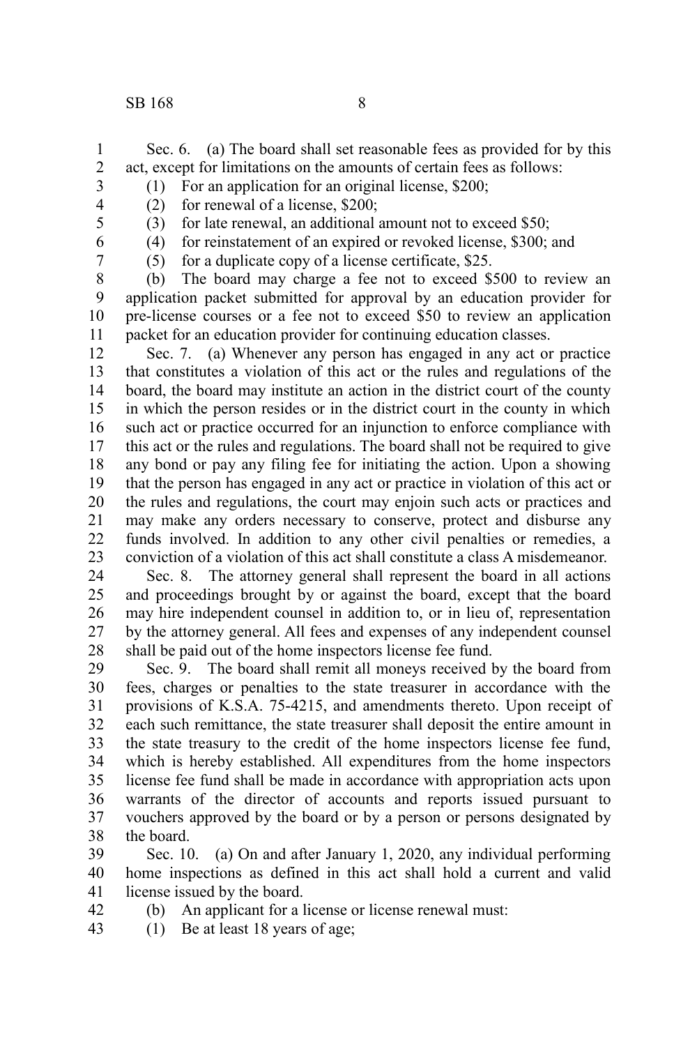Sec. 6. (a) The board shall set reasonable fees as provided for by this act, except for limitations on the amounts of certain fees as follows:

(1) For an application for an original license, $200;

(2) for renewal of a license, $200;

(3) for late renewal, an additional amount not to exceed $50;

(4) for reinstatement of an expired or revoked license, $300; and

(5) for a duplicate copy of a license certificate, $25.

(b) The board may charge a fee not to exceed $500 to review an application packet submitted for approval by an education provider for pre-license courses or a fee not to exceed $50 to review an application packet for an education provider for continuing education classes.

Sec. 7. (a) Whenever any person has engaged in any act or practice that constitutes a violation of this act or the rules and regulations of the board, the board may institute an action in the district court of the county in which the person resides or in the district court in the county in which such act or practice occurred for an injunction to enforce compliance with this act or the rules and regulations. The board shall not be required to give any bond or pay any filing fee for initiating the action. Upon a showing that the person has engaged in any act or practice in violation of this act or the rules and regulations, the court may enjoin such acts or practices and may make any orders necessary to conserve, protect and disburse any funds involved. In addition to any other civil penalties or remedies, a conviction of a violation of this act shall constitute a class A misdemeanor.

Sec. 8. The attorney general shall represent the board in all actions and proceedings brought by or against the board, except that the board may hire independent counsel in addition to, or in lieu of, representation by the attorney general. All fees and expenses of any independent counsel shall be paid out of the home inspectors license fee fund.

Sec. 9. The board shall remit all moneys received by the board from fees, charges or penalties to the state treasurer in accordance with the provisions of K.S.A. 75-4215, and amendments thereto. Upon receipt of each such remittance, the state treasurer shall deposit the entire amount in the state treasury to the credit of the home inspectors license fee fund, which is hereby established. All expenditures from the home inspectors license fee fund shall be made in accordance with appropriation acts upon warrants of the director of accounts and reports issued pursuant to vouchers approved by the board or by a person or persons designated by the board.

Sec. 10. (a) On and after January 1, 2020, any individual performing home inspections as defined in this act shall hold a current and valid license issued by the board.

(b) An applicant for a license or license renewal must:

(1) Be at least 18 years of age;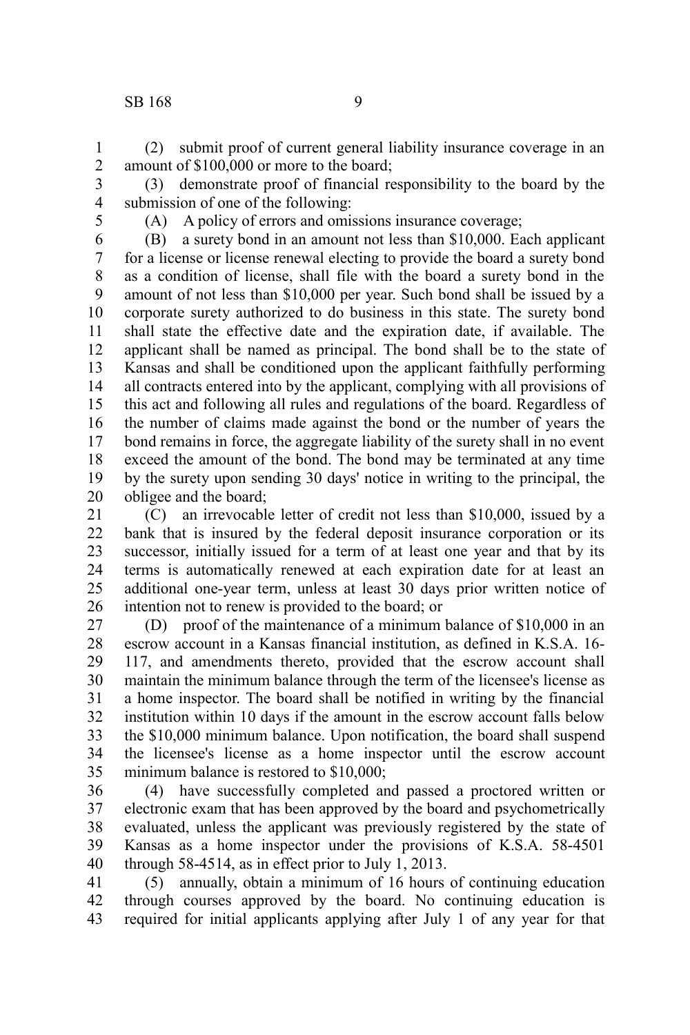(2) submit proof of current general liability insurance coverage in an amount of $100,000 or more to the board;

(3) demonstrate proof of financial responsibility to the board by the submission of one of the following:

(A) A policy of errors and omissions insurance coverage;

(B) a surety bond in an amount not less than $10,000. Each applicant for a license or license renewal electing to provide the board a surety bond as a condition of license, shall file with the board a surety bond in the amount of not less than $10,000 per year. Such bond shall be issued by a corporate surety authorized to do business in this state. The surety bond shall state the effective date and the expiration date, if available. The applicant shall be named as principal. The bond shall be to the state of Kansas and shall be conditioned upon the applicant faithfully performing all contracts entered into by the applicant, complying with all provisions of this act and following all rules and regulations of the board. Regardless of the number of claims made against the bond or the number of years the bond remains in force, the aggregate liability of the surety shall in no event exceed the amount of the bond. The bond may be terminated at any time by the surety upon sending 30 days' notice in writing to the principal, the obligee and the board;

(C) an irrevocable letter of credit not less than $10,000, issued by a bank that is insured by the federal deposit insurance corporation or its successor, initially issued for a term of at least one year and that by its terms is automatically renewed at each expiration date for at least an additional one-year term, unless at least 30 days prior written notice of intention not to renew is provided to the board; or

(D) proof of the maintenance of a minimum balance of $10,000 in an escrow account in a Kansas financial institution, as defined in K.S.A. 16-117, and amendments thereto, provided that the escrow account shall maintain the minimum balance through the term of the licensee's license as a home inspector. The board shall be notified in writing by the financial institution within 10 days if the amount in the escrow account falls below the $10,000 minimum balance. Upon notification, the board shall suspend the licensee's license as a home inspector until the escrow account minimum balance is restored to $10,000;

(4) have successfully completed and passed a proctored written or electronic exam that has been approved by the board and psychometrically evaluated, unless the applicant was previously registered by the state of Kansas as a home inspector under the provisions of K.S.A. 58-4501 through 58-4514, as in effect prior to July 1, 2013.

(5) annually, obtain a minimum of 16 hours of continuing education through courses approved by the board. No continuing education is required for initial applicants applying after July 1 of any year for that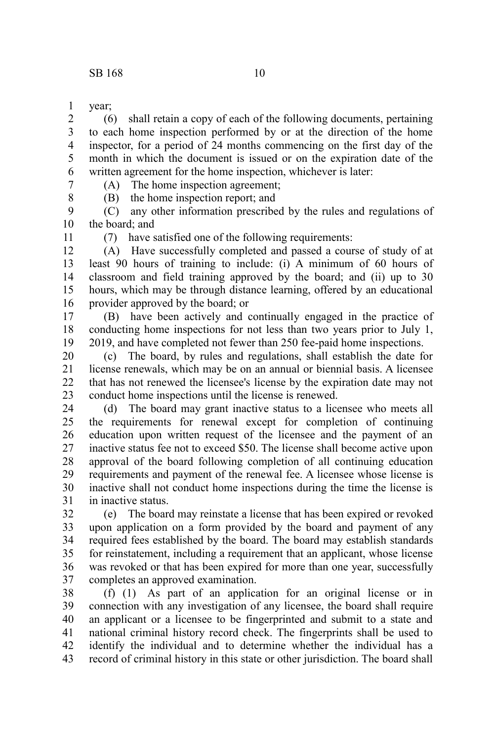year;

(6) shall retain a copy of each of the following documents, pertaining to each home inspection performed by or at the direction of the home inspector, for a period of 24 months commencing on the first day of the month in which the document is issued or on the expiration date of the written agreement for the home inspection, whichever is later:

(A) The home inspection agreement;

(B) the home inspection report; and

(C) any other information prescribed by the rules and regulations of the board; and

(7) have satisfied one of the following requirements:

(A) Have successfully completed and passed a course of study of at least 90 hours of training to include: (i) A minimum of 60 hours of classroom and field training approved by the board; and (ii) up to 30 hours, which may be through distance learning, offered by an educational provider approved by the board; or

(B) have been actively and continually engaged in the practice of conducting home inspections for not less than two years prior to July 1, 2019, and have completed not fewer than 250 fee-paid home inspections.

(c) The board, by rules and regulations, shall establish the date for license renewals, which may be on an annual or biennial basis. A licensee that has not renewed the licensee's license by the expiration date may not conduct home inspections until the license is renewed.

(d) The board may grant inactive status to a licensee who meets all the requirements for renewal except for completion of continuing education upon written request of the licensee and the payment of an inactive status fee not to exceed $50. The license shall become active upon approval of the board following completion of all continuing education requirements and payment of the renewal fee. A licensee whose license is inactive shall not conduct home inspections during the time the license is in inactive status.

(e) The board may reinstate a license that has been expired or revoked upon application on a form provided by the board and payment of any required fees established by the board. The board may establish standards for reinstatement, including a requirement that an applicant, whose license was revoked or that has been expired for more than one year, successfully completes an approved examination.

(f) (1) As part of an application for an original license or in connection with any investigation of any licensee, the board shall require an applicant or a licensee to be fingerprinted and submit to a state and national criminal history record check. The fingerprints shall be used to identify the individual and to determine whether the individual has a record of criminal history in this state or other jurisdiction. The board shall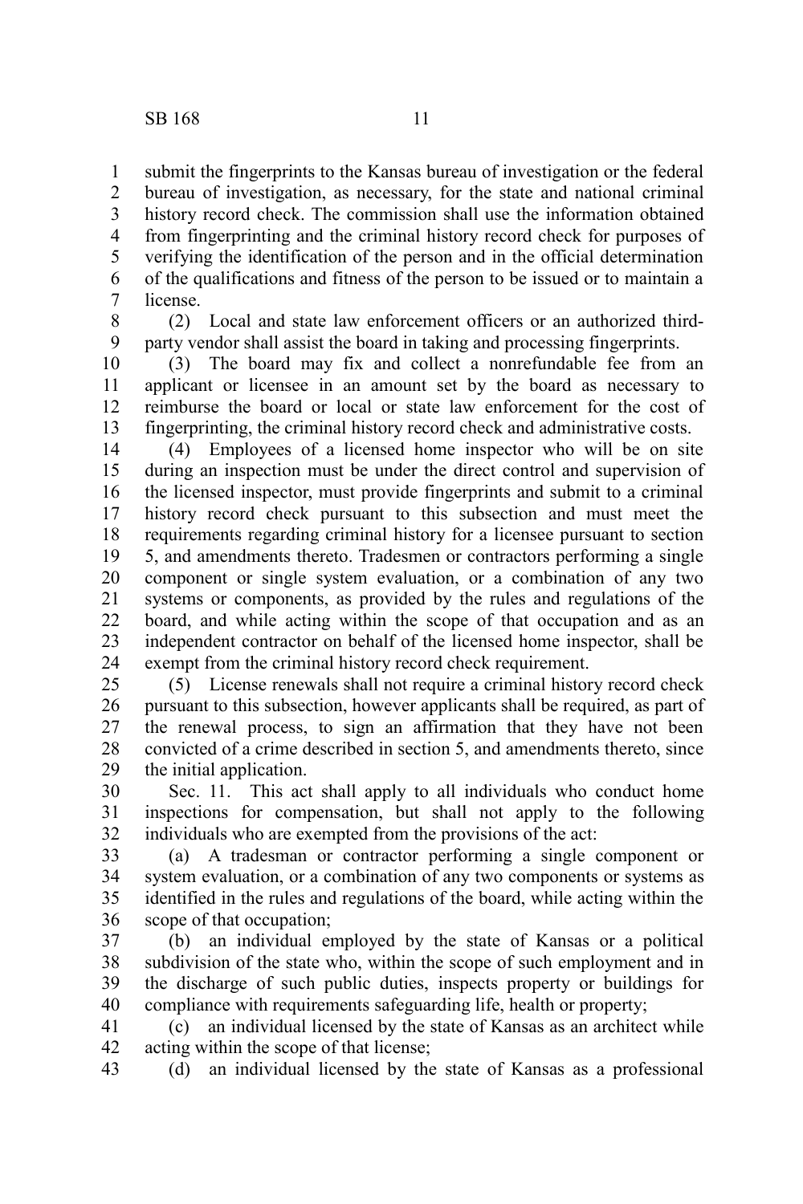submit the fingerprints to the Kansas bureau of investigation or the federal bureau of investigation, as necessary, for the state and national criminal history record check. The commission shall use the information obtained from fingerprinting and the criminal history record check for purposes of verifying the identification of the person and in the official determination of the qualifications and fitness of the person to be issued or to maintain a license.

(2) Local and state law enforcement officers or an authorized third-party vendor shall assist the board in taking and processing fingerprints.

(3) The board may fix and collect a nonrefundable fee from an applicant or licensee in an amount set by the board as necessary to reimburse the board or local or state law enforcement for the cost of fingerprinting, the criminal history record check and administrative costs.

(4) Employees of a licensed home inspector who will be on site during an inspection must be under the direct control and supervision of the licensed inspector, must provide fingerprints and submit to a criminal history record check pursuant to this subsection and must meet the requirements regarding criminal history for a licensee pursuant to section 5, and amendments thereto. Tradesmen or contractors performing a single component or single system evaluation, or a combination of any two systems or components, as provided by the rules and regulations of the board, and while acting within the scope of that occupation and as an independent contractor on behalf of the licensed home inspector, shall be exempt from the criminal history record check requirement.

(5) License renewals shall not require a criminal history record check pursuant to this subsection, however applicants shall be required, as part of the renewal process, to sign an affirmation that they have not been convicted of a crime described in section 5, and amendments thereto, since the initial application.

Sec. 11. This act shall apply to all individuals who conduct home inspections for compensation, but shall not apply to the following individuals who are exempted from the provisions of the act:

(a) A tradesman or contractor performing a single component or system evaluation, or a combination of any two components or systems as identified in the rules and regulations of the board, while acting within the scope of that occupation;

(b) an individual employed by the state of Kansas or a political subdivision of the state who, within the scope of such employment and in the discharge of such public duties, inspects property or buildings for compliance with requirements safeguarding life, health or property;

(c) an individual licensed by the state of Kansas as an architect while acting within the scope of that license;

(d) an individual licensed by the state of Kansas as a professional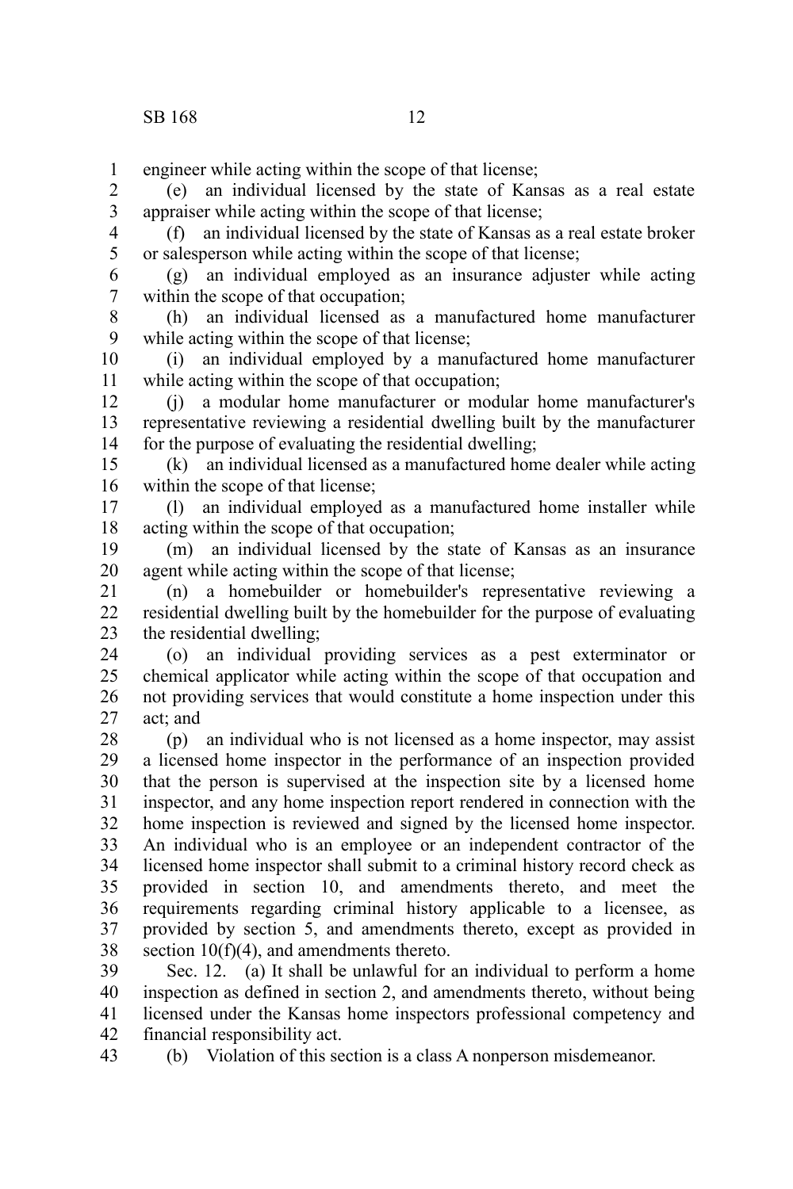engineer while acting within the scope of that license;

(e) an individual licensed by the state of Kansas as a real estate appraiser while acting within the scope of that license;

(f) an individual licensed by the state of Kansas as a real estate broker or salesperson while acting within the scope of that license;

(g) an individual employed as an insurance adjuster while acting within the scope of that occupation;

(h) an individual licensed as a manufactured home manufacturer while acting within the scope of that license;

(i) an individual employed by a manufactured home manufacturer while acting within the scope of that occupation;

(j) a modular home manufacturer or modular home manufacturer's representative reviewing a residential dwelling built by the manufacturer for the purpose of evaluating the residential dwelling;

(k) an individual licensed as a manufactured home dealer while acting within the scope of that license;

(l) an individual employed as a manufactured home installer while acting within the scope of that occupation;

(m) an individual licensed by the state of Kansas as an insurance agent while acting within the scope of that license;

(n) a homebuilder or homebuilder's representative reviewing a residential dwelling built by the homebuilder for the purpose of evaluating the residential dwelling;

(o) an individual providing services as a pest exterminator or chemical applicator while acting within the scope of that occupation and not providing services that would constitute a home inspection under this act; and

(p) an individual who is not licensed as a home inspector, may assist a licensed home inspector in the performance of an inspection provided that the person is supervised at the inspection site by a licensed home inspector, and any home inspection report rendered in connection with the home inspection is reviewed and signed by the licensed home inspector. An individual who is an employee or an independent contractor of the licensed home inspector shall submit to a criminal history record check as provided in section 10, and amendments thereto, and meet the requirements regarding criminal history applicable to a licensee, as provided by section 5, and amendments thereto, except as provided in section 10(f)(4), and amendments thereto.

Sec. 12. (a) It shall be unlawful for an individual to perform a home inspection as defined in section 2, and amendments thereto, without being licensed under the Kansas home inspectors professional competency and financial responsibility act.

(b) Violation of this section is a class A nonperson misdemeanor.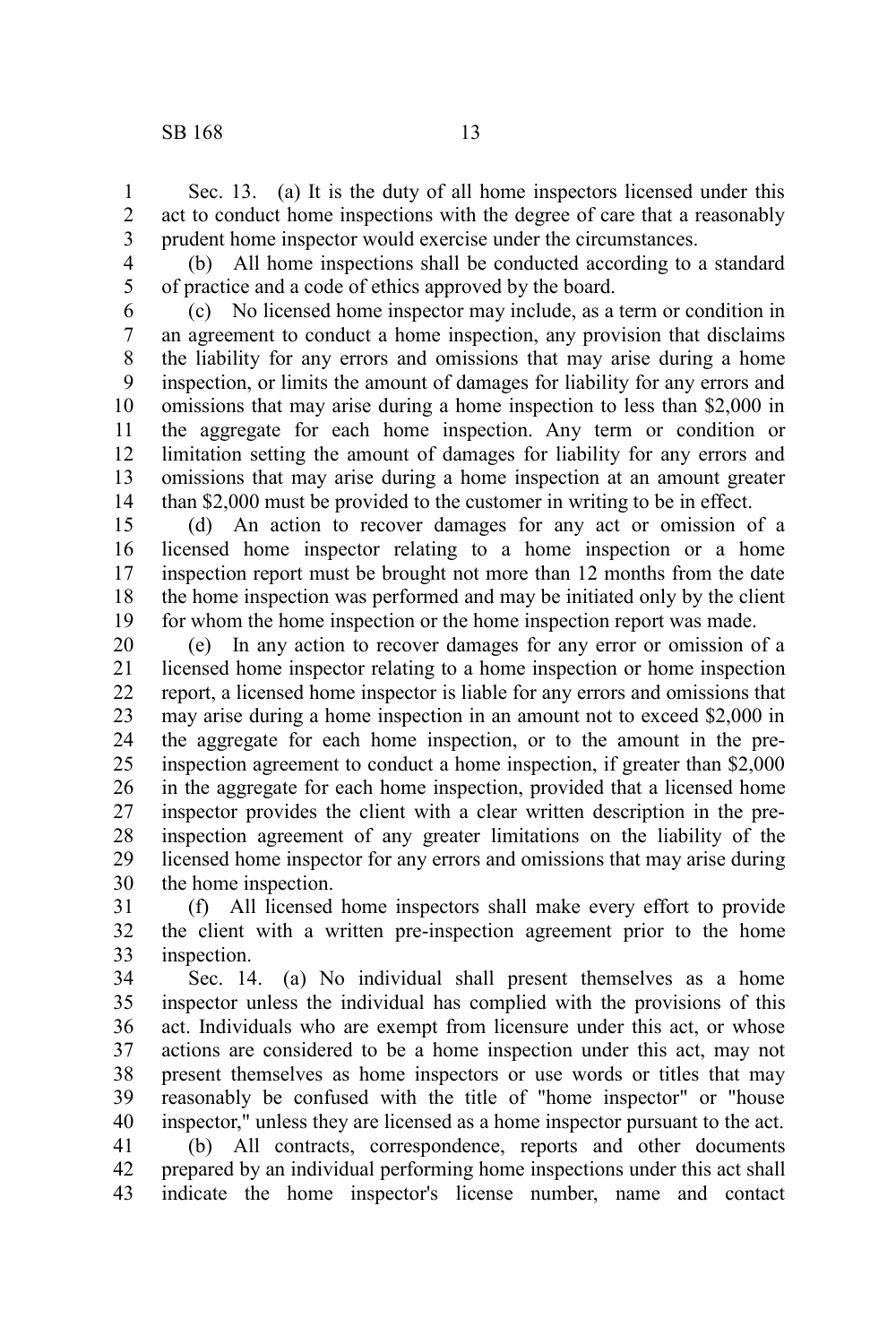Sec. 13. (a) It is the duty of all home inspectors licensed under this act to conduct home inspections with the degree of care that a reasonably prudent home inspector would exercise under the circumstances.

(b) All home inspections shall be conducted according to a standard of practice and a code of ethics approved by the board.

(c) No licensed home inspector may include, as a term or condition in an agreement to conduct a home inspection, any provision that disclaims the liability for any errors and omissions that may arise during a home inspection, or limits the amount of damages for liability for any errors and omissions that may arise during a home inspection to less than $2,000 in the aggregate for each home inspection. Any term or condition or limitation setting the amount of damages for liability for any errors and omissions that may arise during a home inspection at an amount greater than $2,000 must be provided to the customer in writing to be in effect.

(d) An action to recover damages for any act or omission of a licensed home inspector relating to a home inspection or a home inspection report must be brought not more than 12 months from the date the home inspection was performed and may be initiated only by the client for whom the home inspection or the home inspection report was made.

(e) In any action to recover damages for any error or omission of a licensed home inspector relating to a home inspection or home inspection report, a licensed home inspector is liable for any errors and omissions that may arise during a home inspection in an amount not to exceed $2,000 in the aggregate for each home inspection, or to the amount in the pre-inspection agreement to conduct a home inspection, if greater than $2,000 in the aggregate for each home inspection, provided that a licensed home inspector provides the client with a clear written description in the pre-inspection agreement of any greater limitations on the liability of the licensed home inspector for any errors and omissions that may arise during the home inspection.

(f) All licensed home inspectors shall make every effort to provide the client with a written pre-inspection agreement prior to the home inspection.

Sec. 14. (a) No individual shall present themselves as a home inspector unless the individual has complied with the provisions of this act. Individuals who are exempt from licensure under this act, or whose actions are considered to be a home inspection under this act, may not present themselves as home inspectors or use words or titles that may reasonably be confused with the title of "home inspector" or "house inspector," unless they are licensed as a home inspector pursuant to the act.

(b) All contracts, correspondence, reports and other documents prepared by an individual performing home inspections under this act shall indicate the home inspector's license number, name and contact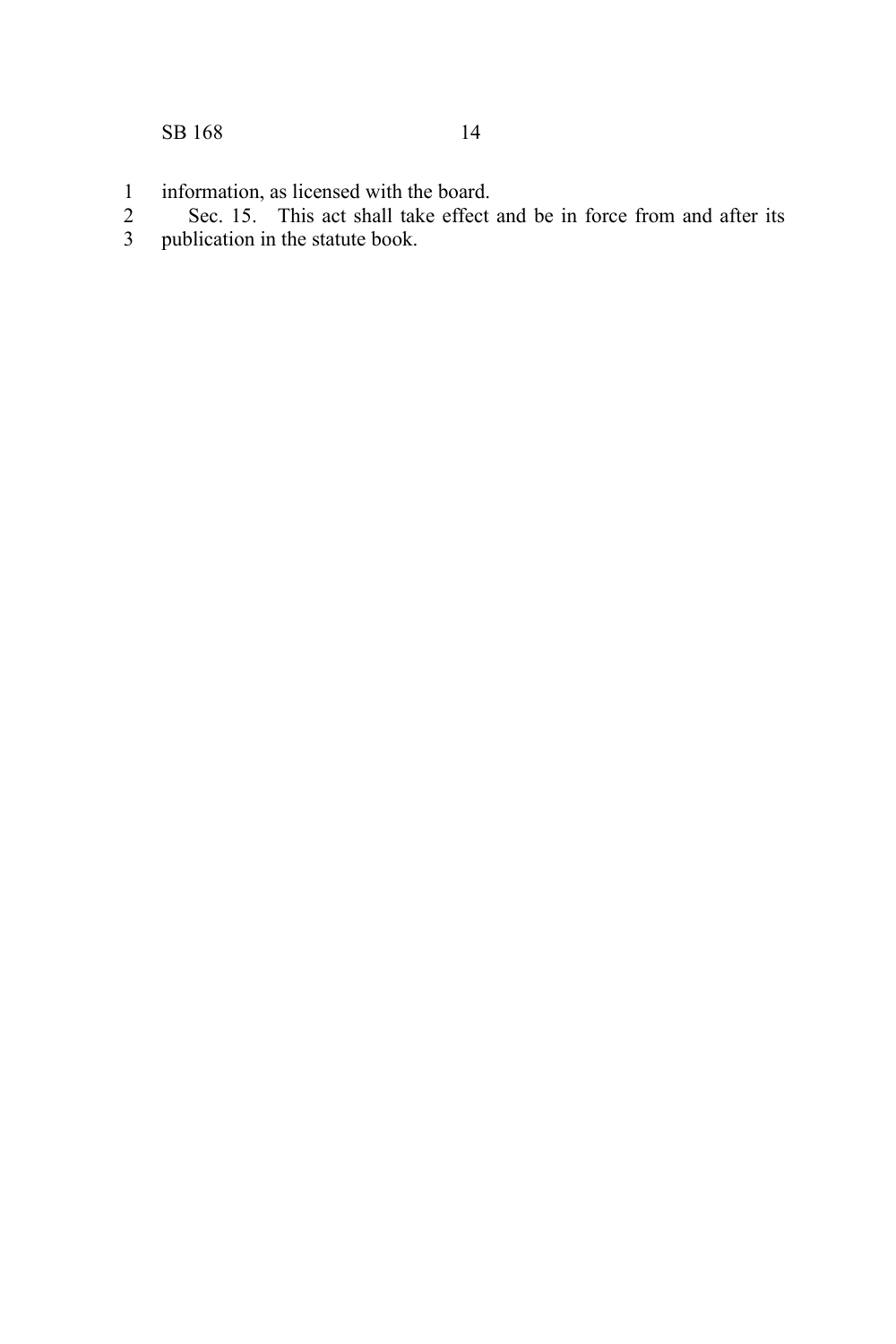information, as licensed with the board.

Sec. 15. This act shall take effect and be in force from and after its publication in the statute book.